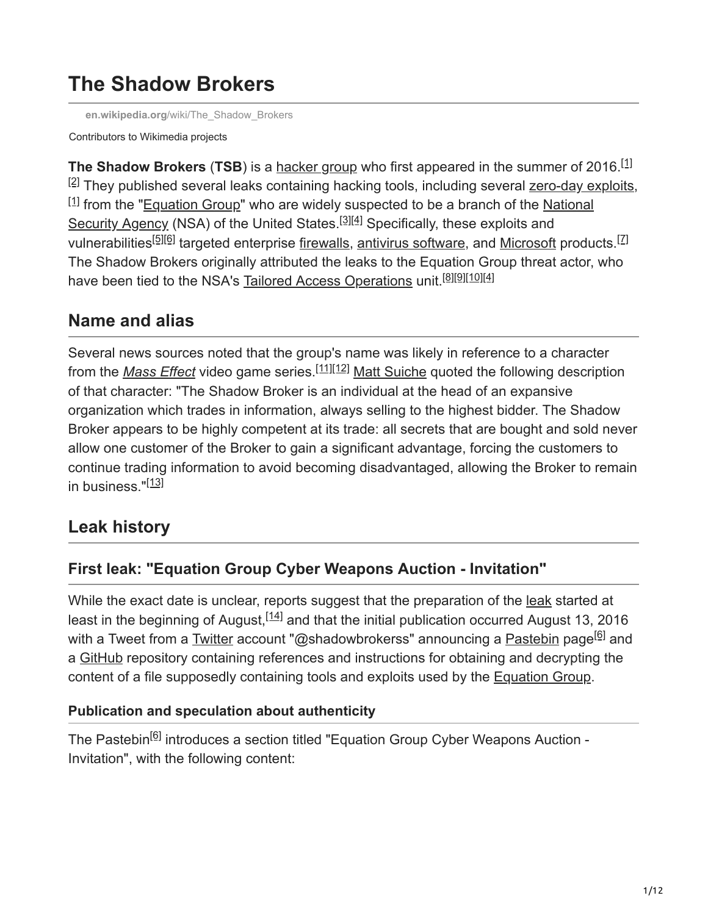# The Shadow Brokers

en.wikipedia.org/wiki/The_Shadow_Brokers

Contributors to Wikimedia projects

**The Shadow Brokers** (**TSB**) is a hacker group who first appeared in the summer of 2016.[1][2] They published several leaks containing hacking tools, including several zero-day exploits,[1] from the "Equation Group" who are widely suspected to be a branch of the National Security Agency (NSA) of the United States.[3][4] Specifically, these exploits and vulnerabilities[5][6] targeted enterprise firewalls, antivirus software, and Microsoft products.[7] The Shadow Brokers originally attributed the leaks to the Equation Group threat actor, who have been tied to the NSA's Tailored Access Operations unit.[8][9][10][4]

## Name and alias

Several news sources noted that the group's name was likely in reference to a character from the *Mass Effect* video game series.[11][12] Matt Suiche quoted the following description of that character: "The Shadow Broker is an individual at the head of an expansive organization which trades in information, always selling to the highest bidder. The Shadow Broker appears to be highly competent at its trade: all secrets that are bought and sold never allow one customer of the Broker to gain a significant advantage, forcing the customers to continue trading information to avoid becoming disadvantaged, allowing the Broker to remain in business."[13]

## Leak history

### First leak: "Equation Group Cyber Weapons Auction - Invitation"

While the exact date is unclear, reports suggest that the preparation of the leak started at least in the beginning of August,[14] and that the initial publication occurred August 13, 2016 with a Tweet from a Twitter account "@shadowbrokerss" announcing a Pastebin page[6] and a GitHub repository containing references and instructions for obtaining and decrypting the content of a file supposedly containing tools and exploits used by the Equation Group.

#### Publication and speculation about authenticity

The Pastebin[6] introduces a section titled "Equation Group Cyber Weapons Auction - Invitation", with the following content: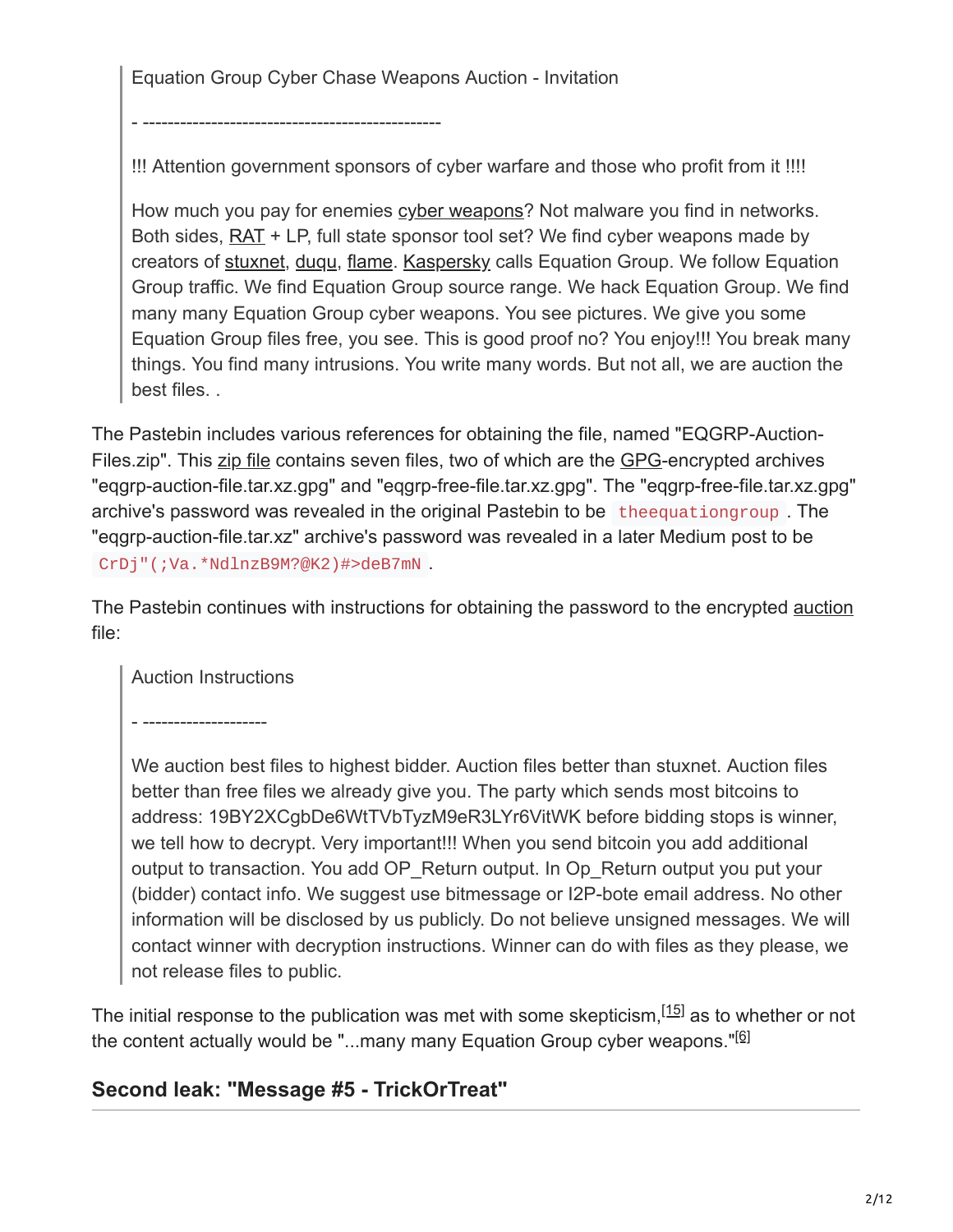> Equation Group Cyber Chase Weapons Auction - Invitation
>
> \- ------------------------------------------------
>
> !!! Attention government sponsors of cyber warfare and those who profit from it !!!!
>
> How much you pay for enemies cyber weapons? Not malware you find in networks. Both sides, RAT + LP, full state sponsor tool set? We find cyber weapons made by creators of stuxnet, duqu, flame. Kaspersky calls Equation Group. We follow Equation Group traffic. We find Equation Group source range. We hack Equation Group. We find many many Equation Group cyber weapons. You see pictures. We give you some Equation Group files free, you see. This is good proof no? You enjoy!!! You break many things. You find many intrusions. You write many words. But not all, we are auction the best files. .

The Pastebin includes various references for obtaining the file, named "EQGRP-Auction-Files.zip". This zip file contains seven files, two of which are the GPG-encrypted archives "eqgrp-auction-file.tar.xz.gpg" and "eqgrp-free-file.tar.xz.gpg". The "eqgrp-free-file.tar.xz.gpg" archive's password was revealed in the original Pastebin to be `theequationgroup`. The "eqgrp-auction-file.tar.xz" archive's password was revealed in a later Medium post to be `CrDj"(;Va.*NdlnzB9M?@K2)#>deB7mN`.

The Pastebin continues with instructions for obtaining the password to the encrypted auction file:

> Auction Instructions
>
> \- --------------------
>
> We auction best files to highest bidder. Auction files better than stuxnet. Auction files better than free files we already give you. The party which sends most bitcoins to address: 19BY2XCgbDe6WtTVbTyzM9eR3LYr6VitWK before bidding stops is winner, we tell how to decrypt. Very important!!! When you send bitcoin you add additional output to transaction. You add OP_Return output. In Op_Return output you put your (bidder) contact info. We suggest use bitmessage or I2P-bote email address. No other information will be disclosed by us publicly. Do not believe unsigned messages. We will contact winner with decryption instructions. Winner can do with files as they please, we not release files to public.

The initial response to the publication was met with some skepticism,[15] as to whether or not the content actually would be "...many many Equation Group cyber weapons."[6]

## Second leak: "Message #5 - TrickOrTreat"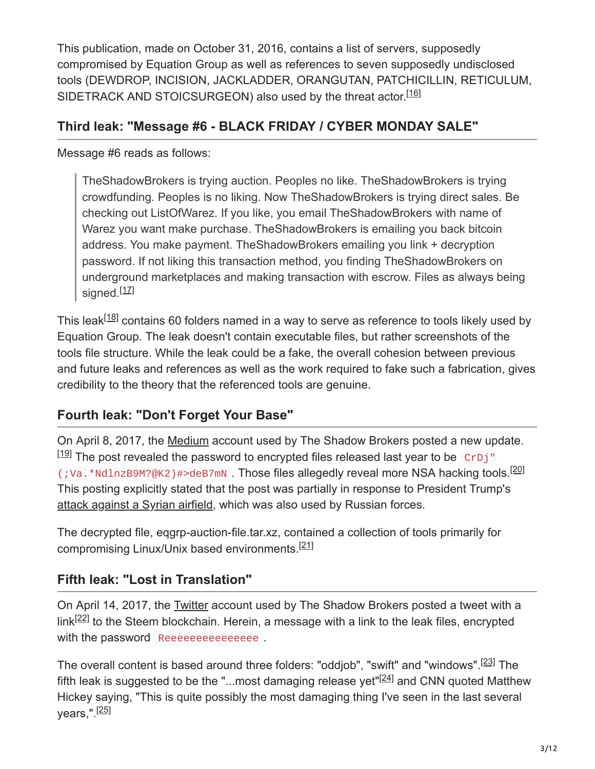This publication, made on October 31, 2016, contains a list of servers, supposedly compromised by Equation Group as well as references to seven supposedly undisclosed tools (DEWDROP, INCISION, JACKLADDER, ORANGUTAN, PATCHICILLIN, RETICULUM, SIDETRACK AND STOICSURGEON) also used by the threat actor.[16]

### Third leak: "Message #6 - BLACK FRIDAY / CYBER MONDAY SALE"

Message #6 reads as follows:

> TheShadowBrokers is trying auction. Peoples no like. TheShadowBrokers is trying crowdfunding. Peoples is no liking. Now TheShadowBrokers is trying direct sales. Be checking out ListOfWarez. If you like, you email TheShadowBrokers with name of Warez you want make purchase. TheShadowBrokers is emailing you back bitcoin address. You make payment. TheShadowBrokers emailing you link + decryption password. If not liking this transaction method, you finding TheShadowBrokers on underground marketplaces and making transaction with escrow. Files as always being signed.[17]

This leak[18] contains 60 folders named in a way to serve as reference to tools likely used by Equation Group. The leak doesn't contain executable files, but rather screenshots of the tools file structure. While the leak could be a fake, the overall cohesion between previous and future leaks and references as well as the work required to fake such a fabrication, gives credibility to the theory that the referenced tools are genuine.

### Fourth leak: "Don't Forget Your Base"

On April 8, 2017, the Medium account used by The Shadow Brokers posted a new update.[19] The post revealed the password to encrypted files released last year to be `CrDj"(;Va.*NdlnzB9M?@K2)#>deB7mN`. Those files allegedly reveal more NSA hacking tools.[20] This posting explicitly stated that the post was partially in response to President Trump's attack against a Syrian airfield, which was also used by Russian forces.

The decrypted file, eqgrp-auction-file.tar.xz, contained a collection of tools primarily for compromising Linux/Unix based environments.[21]

### Fifth leak: "Lost in Translation"

On April 14, 2017, the Twitter account used by The Shadow Brokers posted a tweet with a link[22] to the Steem blockchain. Herein, a message with a link to the leak files, encrypted with the password `Reeeeeeeeeeeeeee`.

The overall content is based around three folders: "oddjob", "swift" and "windows".[23] The fifth leak is suggested to be the "...most damaging release yet"[24] and CNN quoted Matthew Hickey saying, "This is quite possibly the most damaging thing I've seen in the last several years,".[25]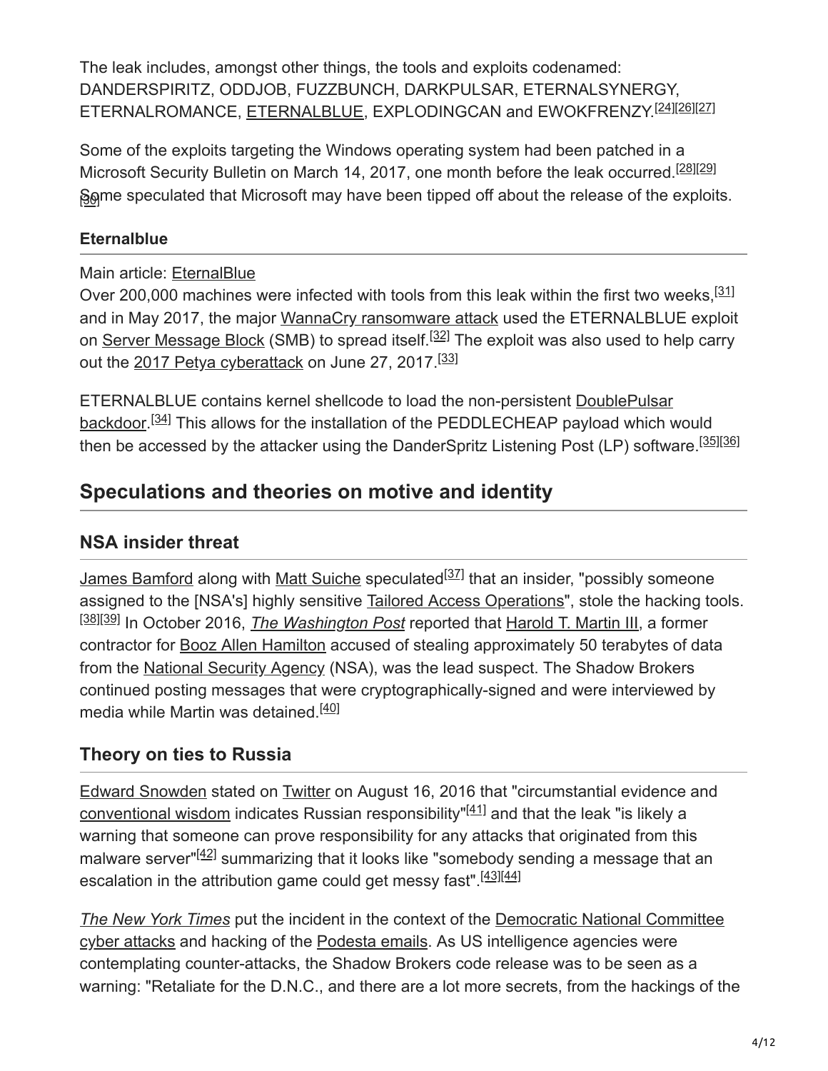The leak includes, amongst other things, the tools and exploits codenamed: DANDERSPIRITZ, ODDJOB, FUZZBUNCH, DARKPULSAR, ETERNALSYNERGY, ETERNALROMANCE, ETERNALBLUE, EXPLODINGCAN and EWOKFRENZY.[24][26][27]

Some of the exploits targeting the Windows operating system had been patched in a Microsoft Security Bulletin on March 14, 2017, one month before the leak occurred.[28][29] Some speculated that Microsoft may have been tipped off about the release of the exploits.[30]

### Eternalblue

Main article: EternalBlue

Over 200,000 machines were infected with tools from this leak within the first two weeks,[31] and in May 2017, the major WannaCry ransomware attack used the ETERNALBLUE exploit on Server Message Block (SMB) to spread itself.[32] The exploit was also used to help carry out the 2017 Petya cyberattack on June 27, 2017.[33]

ETERNALBLUE contains kernel shellcode to load the non-persistent DoublePulsar backdoor.[34] This allows for the installation of the PEDDLECHEAP payload which would then be accessed by the attacker using the DanderSpritz Listening Post (LP) software.[35][36]

## Speculations and theories on motive and identity

### NSA insider threat

James Bamford along with Matt Suiche speculated[37] that an insider, "possibly someone assigned to the [NSA's] highly sensitive Tailored Access Operations", stole the hacking tools.[38][39] In October 2016, *The Washington Post* reported that Harold T. Martin III, a former contractor for Booz Allen Hamilton accused of stealing approximately 50 terabytes of data from the National Security Agency (NSA), was the lead suspect. The Shadow Brokers continued posting messages that were cryptographically-signed and were interviewed by media while Martin was detained.[40]

### Theory on ties to Russia

Edward Snowden stated on Twitter on August 16, 2016 that "circumstantial evidence and conventional wisdom indicates Russian responsibility"[41] and that the leak "is likely a warning that someone can prove responsibility for any attacks that originated from this malware server"[42] summarizing that it looks like "somebody sending a message that an escalation in the attribution game could get messy fast".[43][44]

*The New York Times* put the incident in the context of the Democratic National Committee cyber attacks and hacking of the Podesta emails. As US intelligence agencies were contemplating counter-attacks, the Shadow Brokers code release was to be seen as a warning: "Retaliate for the D.N.C., and there are a lot more secrets, from the hackings of the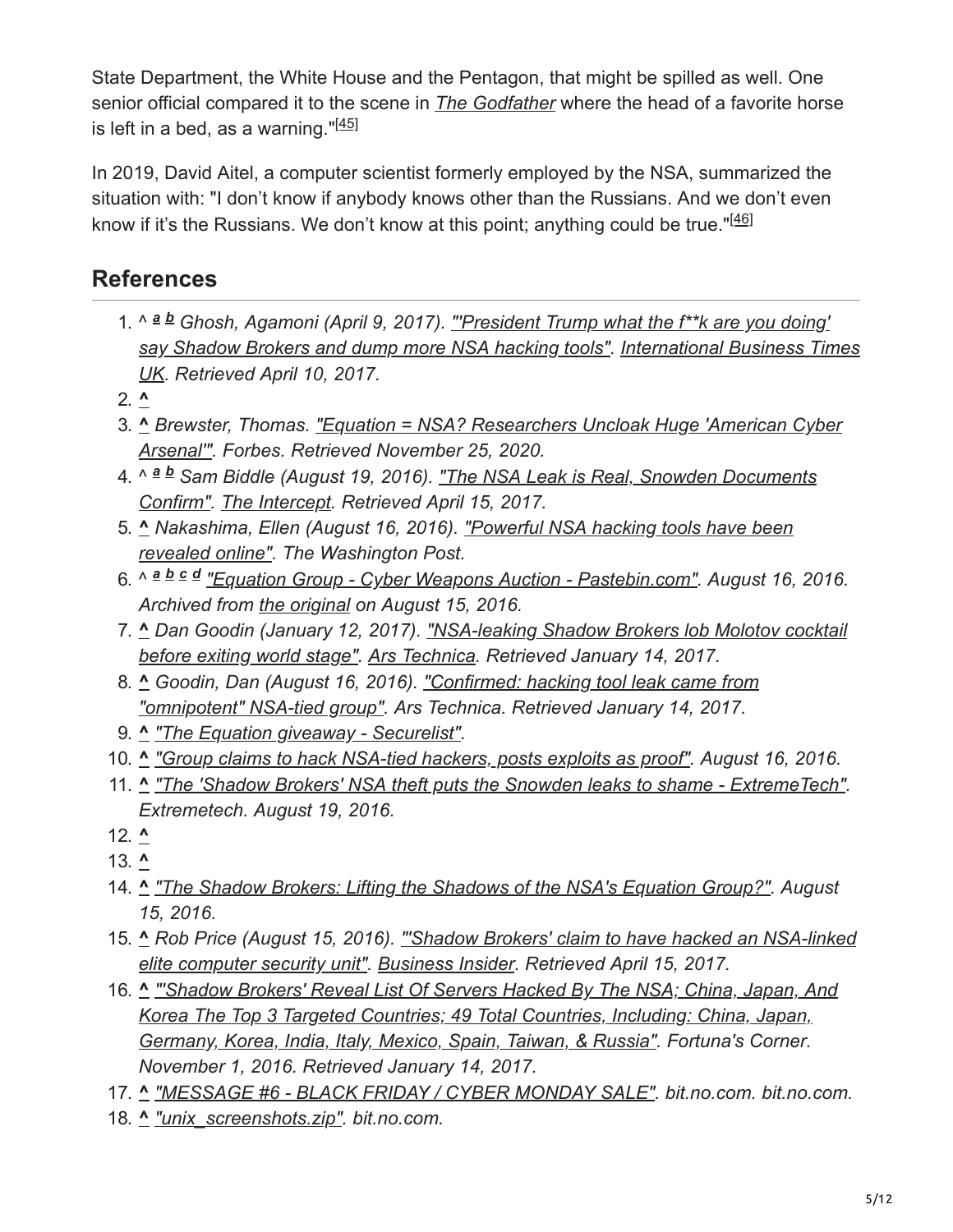State Department, the White House and the Pentagon, that might be spilled as well. One senior official compared it to the scene in *The Godfather* where the head of a favorite horse is left in a bed, as a warning."[45]

In 2019, David Aitel, a computer scientist formerly employed by the NSA, summarized the situation with: "I don't know if anybody knows other than the Russians. And we don't even know if it's the Russians. We don't know at this point; anything could be true."[46]

## References

1. ^ a b *Ghosh, Agamoni (April 9, 2017). "'President Trump what the f**k are you doing' say Shadow Brokers and dump more NSA hacking tools". International Business Times UK. Retrieved April 10, 2017.*
2. ^
3. ^ *Brewster, Thomas. "Equation = NSA? Researchers Uncloak Huge 'American Cyber Arsenal'". Forbes. Retrieved November 25, 2020.*
4. ^ a b *Sam Biddle (August 19, 2016). "The NSA Leak is Real, Snowden Documents Confirm". The Intercept. Retrieved April 15, 2017.*
5. ^ *Nakashima, Ellen (August 16, 2016). "Powerful NSA hacking tools have been revealed online". The Washington Post.*
6. ^ a b c d *"Equation Group - Cyber Weapons Auction - Pastebin.com". August 16, 2016. Archived from the original on August 15, 2016.*
7. ^ *Dan Goodin (January 12, 2017). "NSA-leaking Shadow Brokers lob Molotov cocktail before exiting world stage". Ars Technica. Retrieved January 14, 2017.*
8. ^ *Goodin, Dan (August 16, 2016). "Confirmed: hacking tool leak came from "omnipotent" NSA-tied group". Ars Technica. Retrieved January 14, 2017.*
9. ^ *"The Equation giveaway - Securelist".*
10. ^ *"Group claims to hack NSA-tied hackers, posts exploits as proof". August 16, 2016.*
11. ^ *"The 'Shadow Brokers' NSA theft puts the Snowden leaks to shame - ExtremeTech". Extremetech. August 19, 2016.*
12. ^
13. ^
14. ^ *"The Shadow Brokers: Lifting the Shadows of the NSA's Equation Group?". August 15, 2016.*
15. ^ *Rob Price (August 15, 2016). "'Shadow Brokers' claim to have hacked an NSA-linked elite computer security unit". Business Insider. Retrieved April 15, 2017.*
16. ^ *"'Shadow Brokers' Reveal List Of Servers Hacked By The NSA; China, Japan, And Korea The Top 3 Targeted Countries; 49 Total Countries, Including: China, Japan, Germany, Korea, India, Italy, Mexico, Spain, Taiwan, & Russia". Fortuna's Corner. November 1, 2016. Retrieved January 14, 2017.*
17. ^ *"MESSAGE #6 - BLACK FRIDAY / CYBER MONDAY SALE". bit.no.com. bit.no.com.*
18. ^ *"unix_screenshots.zip". bit.no.com.*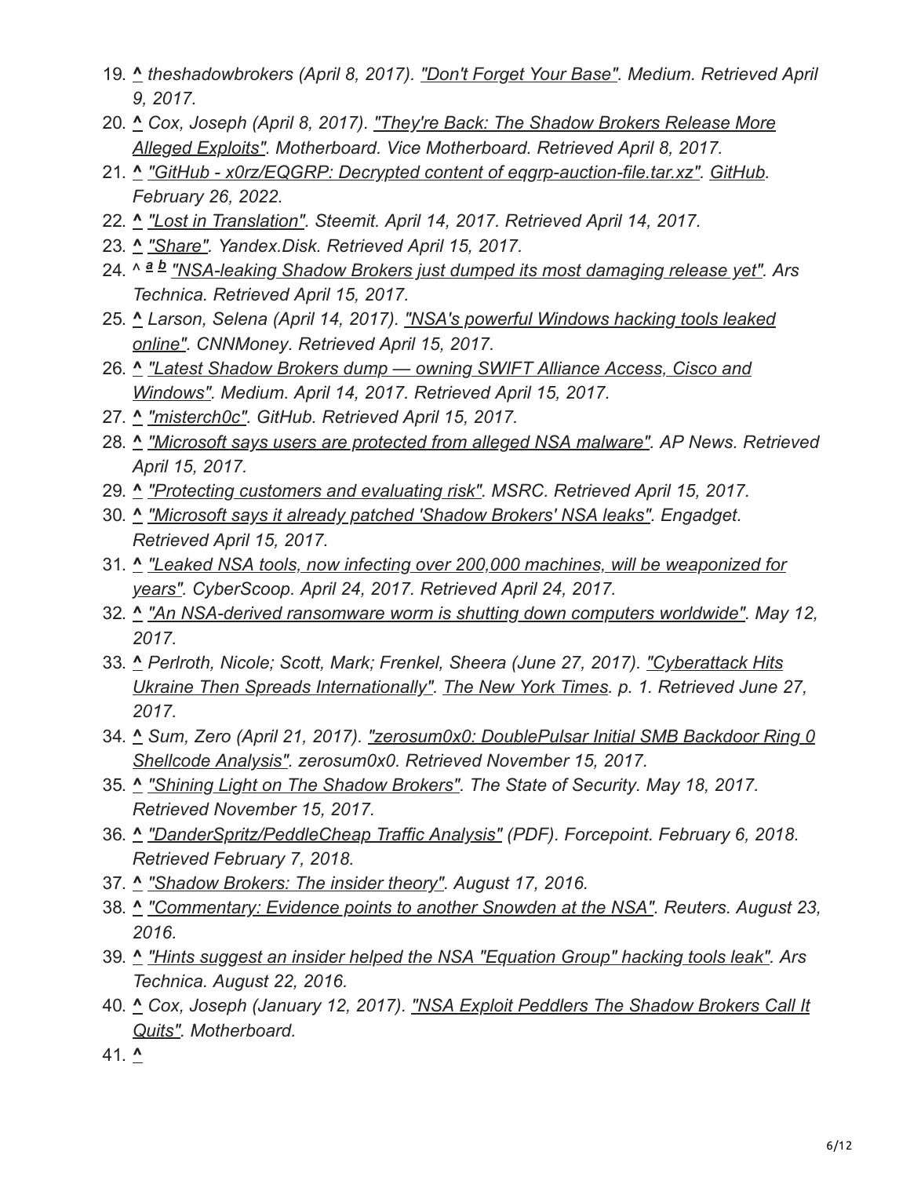19. ^ *theshadowbrokers (April 8, 2017). "Don't Forget Your Base". Medium. Retrieved April 9, 2017.*
20. ^ *Cox, Joseph (April 8, 2017). "They're Back: The Shadow Brokers Release More Alleged Exploits". Motherboard. Vice Motherboard. Retrieved April 8, 2017.*
21. ^ *"GitHub - x0rz/EQGRP: Decrypted content of eqgrp-auction-file.tar.xz". GitHub. February 26, 2022.*
22. ^ *"Lost in Translation". Steemit. April 14, 2017. Retrieved April 14, 2017.*
23. ^ *"Share". Yandex.Disk. Retrieved April 15, 2017.*
24. ^ *a b "NSA-leaking Shadow Brokers just dumped its most damaging release yet". Ars Technica. Retrieved April 15, 2017.*
25. ^ *Larson, Selena (April 14, 2017). "NSA's powerful Windows hacking tools leaked online". CNNMoney. Retrieved April 15, 2017.*
26. ^ *"Latest Shadow Brokers dump — owning SWIFT Alliance Access, Cisco and Windows". Medium. April 14, 2017. Retrieved April 15, 2017.*
27. ^ *"misterch0c". GitHub. Retrieved April 15, 2017.*
28. ^ *"Microsoft says users are protected from alleged NSA malware". AP News. Retrieved April 15, 2017.*
29. ^ *"Protecting customers and evaluating risk". MSRC. Retrieved April 15, 2017.*
30. ^ *"Microsoft says it already patched 'Shadow Brokers' NSA leaks". Engadget. Retrieved April 15, 2017.*
31. ^ *"Leaked NSA tools, now infecting over 200,000 machines, will be weaponized for years". CyberScoop. April 24, 2017. Retrieved April 24, 2017.*
32. ^ *"An NSA-derived ransomware worm is shutting down computers worldwide". May 12, 2017.*
33. ^ *Perlroth, Nicole; Scott, Mark; Frenkel, Sheera (June 27, 2017). "Cyberattack Hits Ukraine Then Spreads Internationally". The New York Times. p. 1. Retrieved June 27, 2017.*
34. ^ *Sum, Zero (April 21, 2017). "zerosum0x0: DoublePulsar Initial SMB Backdoor Ring 0 Shellcode Analysis". zerosum0x0. Retrieved November 15, 2017.*
35. ^ *"Shining Light on The Shadow Brokers". The State of Security. May 18, 2017. Retrieved November 15, 2017.*
36. ^ *"DanderSpritz/PeddleCheap Traffic Analysis" (PDF). Forcepoint. February 6, 2018. Retrieved February 7, 2018.*
37. ^ *"Shadow Brokers: The insider theory". August 17, 2016.*
38. ^ *"Commentary: Evidence points to another Snowden at the NSA". Reuters. August 23, 2016.*
39. ^ *"Hints suggest an insider helped the NSA "Equation Group" hacking tools leak". Ars Technica. August 22, 2016.*
40. ^ *Cox, Joseph (January 12, 2017). "NSA Exploit Peddlers The Shadow Brokers Call It Quits". Motherboard.*
41. ^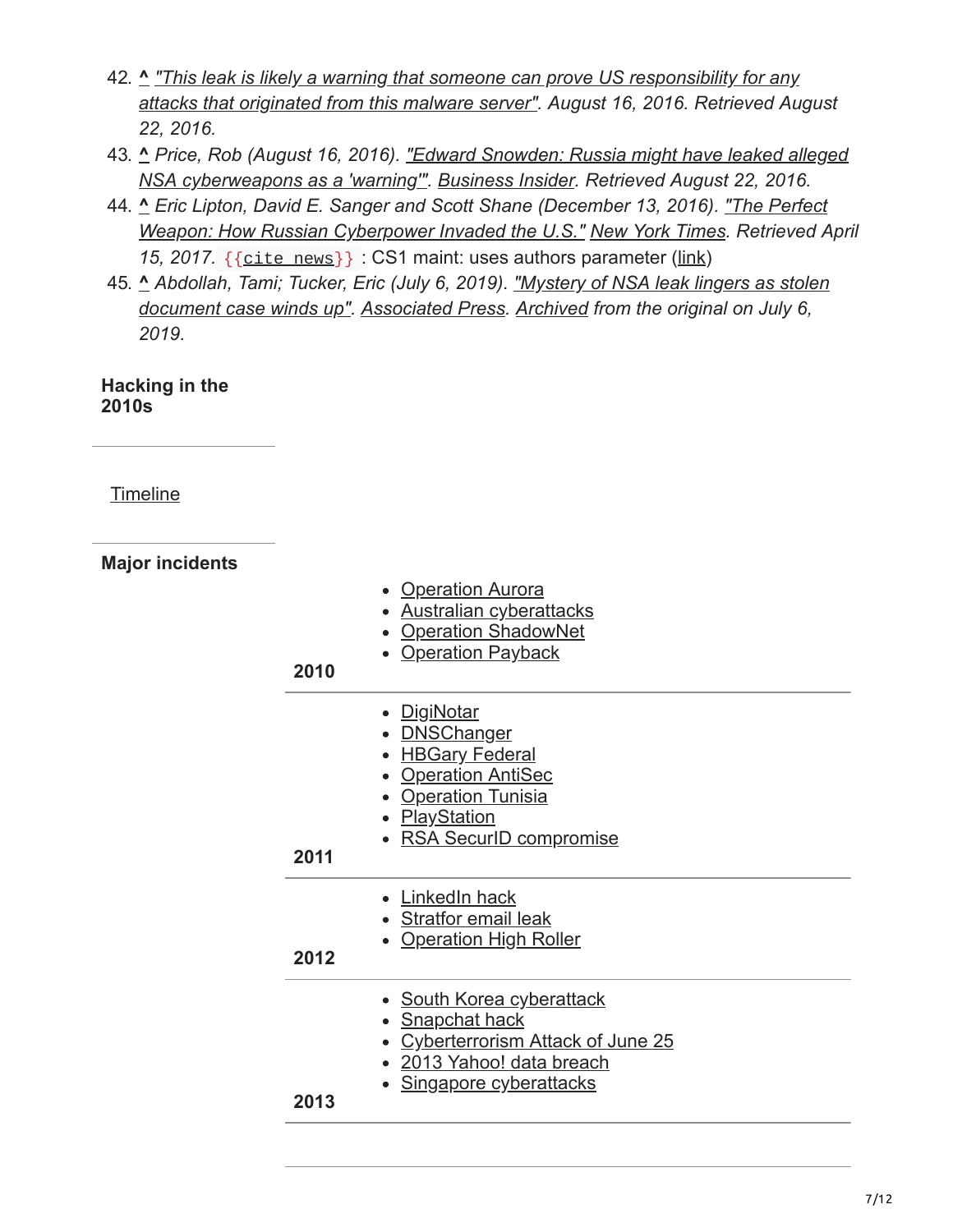42. ^ *"This leak is likely a warning that someone can prove US responsibility for any attacks that originated from this malware server". August 16, 2016. Retrieved August 22, 2016.*
43. ^ *Price, Rob (August 16, 2016). "Edward Snowden: Russia might have leaked alleged NSA cyberweapons as a 'warning'". Business Insider. Retrieved August 22, 2016.*
44. ^ *Eric Lipton, David E. Sanger and Scott Shane (December 13, 2016). "The Perfect Weapon: How Russian Cyberpower Invaded the U.S." New York Times. Retrieved April 15, 2017.* `{{cite news}}` : CS1 maint: uses authors parameter (link)
45. ^ *Abdollah, Tami; Tucker, Eric (July 6, 2019). "Mystery of NSA leak lingers as stolen document case winds up". Associated Press. Archived from the original on July 6, 2019.*

**Hacking in the 2010s**

Timeline

**Major incidents**

| Year | Incidents |
| --- | --- |
| **2010** | Operation Aurora; Australian cyberattacks; Operation ShadowNet; Operation Payback |
| **2011** | DigiNotar; DNSChanger; HBGary Federal; Operation AntiSec; Operation Tunisia; PlayStation; RSA SecurID compromise |
| **2012** | LinkedIn hack; Stratfor email leak; Operation High Roller |
| **2013** | South Korea cyberattack; Snapchat hack; Cyberterrorism Attack of June 25; 2013 Yahoo! data breach; Singapore cyberattacks |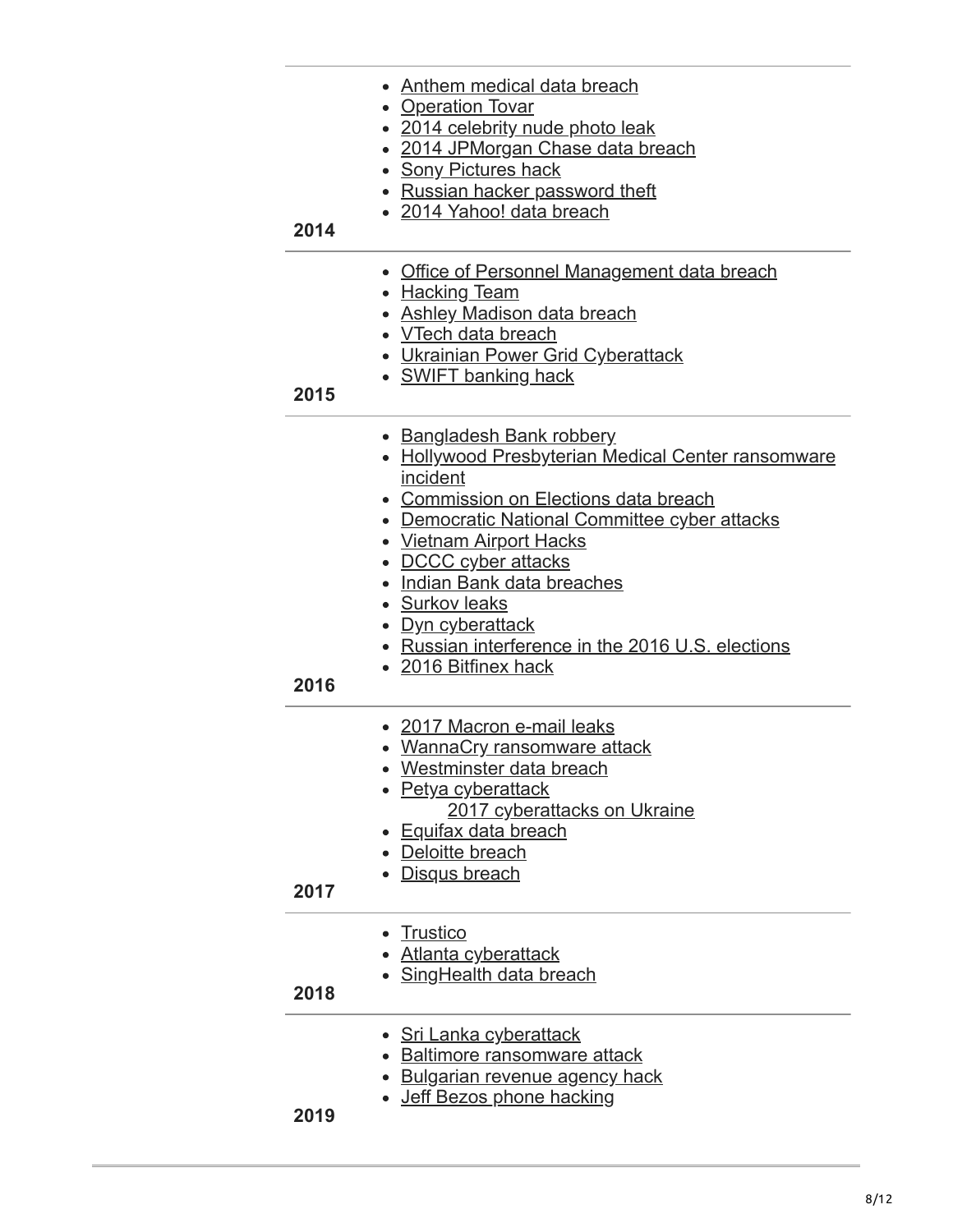| | |
|---|---|
| 2014 | • Anthem medical data breach<br>• Operation Tovar<br>• 2014 celebrity nude photo leak<br>• 2014 JPMorgan Chase data breach<br>• Sony Pictures hack<br>• Russian hacker password theft<br>• 2014 Yahoo! data breach |
| 2015 | • Office of Personnel Management data breach<br>• Hacking Team<br>• Ashley Madison data breach<br>• VTech data breach<br>• Ukrainian Power Grid Cyberattack<br>• SWIFT banking hack |
| 2016 | • Bangladesh Bank robbery<br>• Hollywood Presbyterian Medical Center ransomware incident<br>• Commission on Elections data breach<br>• Democratic National Committee cyber attacks<br>• Vietnam Airport Hacks<br>• DCCC cyber attacks<br>• Indian Bank data breaches<br>• Surkov leaks<br>• Dyn cyberattack<br>• Russian interference in the 2016 U.S. elections<br>• 2016 Bitfinex hack |
| 2017 | • 2017 Macron e-mail leaks<br>• WannaCry ransomware attack<br>• Westminster data breach<br>• Petya cyberattack<br>  2017 cyberattacks on Ukraine<br>• Equifax data breach<br>• Deloitte breach<br>• Disqus breach |
| 2018 | • Trustico<br>• Atlanta cyberattack<br>• SingHealth data breach |
| 2019 | • Sri Lanka cyberattack<br>• Baltimore ransomware attack<br>• Bulgarian revenue agency hack<br>• Jeff Bezos phone hacking |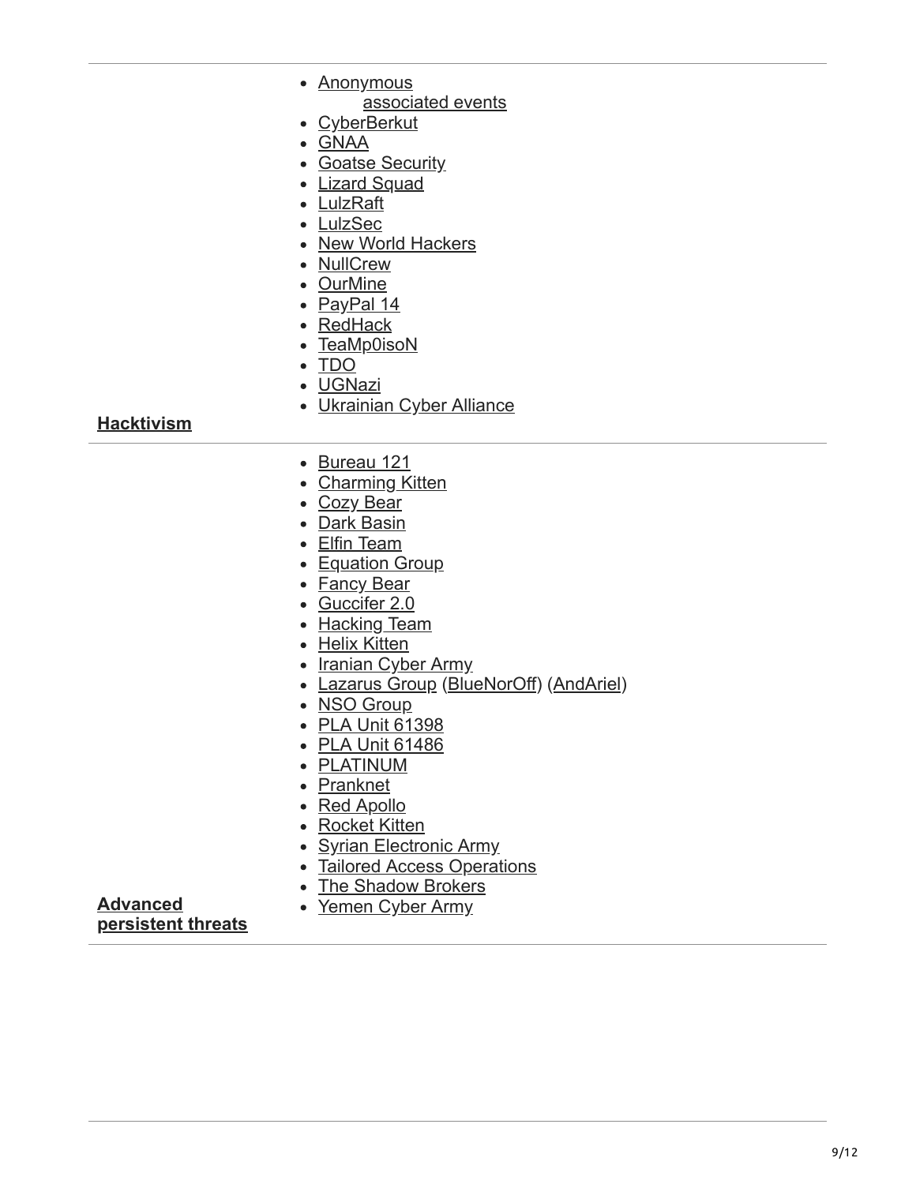| | |
|---|---|
| **Hacktivism** | • Anonymous<br>  associated events<br>• CyberBerkut<br>• GNAA<br>• Goatse Security<br>• Lizard Squad<br>• LulzRaft<br>• LulzSec<br>• New World Hackers<br>• NullCrew<br>• OurMine<br>• PayPal 14<br>• RedHack<br>• TeaMp0isoN<br>• TDO<br>• UGNazi<br>• Ukrainian Cyber Alliance |
| **Advanced persistent threats** | • Bureau 121<br>• Charming Kitten<br>• Cozy Bear<br>• Dark Basin<br>• Elfin Team<br>• Equation Group<br>• Fancy Bear<br>• Guccifer 2.0<br>• Hacking Team<br>• Helix Kitten<br>• Iranian Cyber Army<br>• Lazarus Group (BlueNorOff) (AndAriel)<br>• NSO Group<br>• PLA Unit 61398<br>• PLA Unit 61486<br>• PLATINUM<br>• Pranknet<br>• Red Apollo<br>• Rocket Kitten<br>• Syrian Electronic Army<br>• Tailored Access Operations<br>• The Shadow Brokers<br>• Yemen Cyber Army |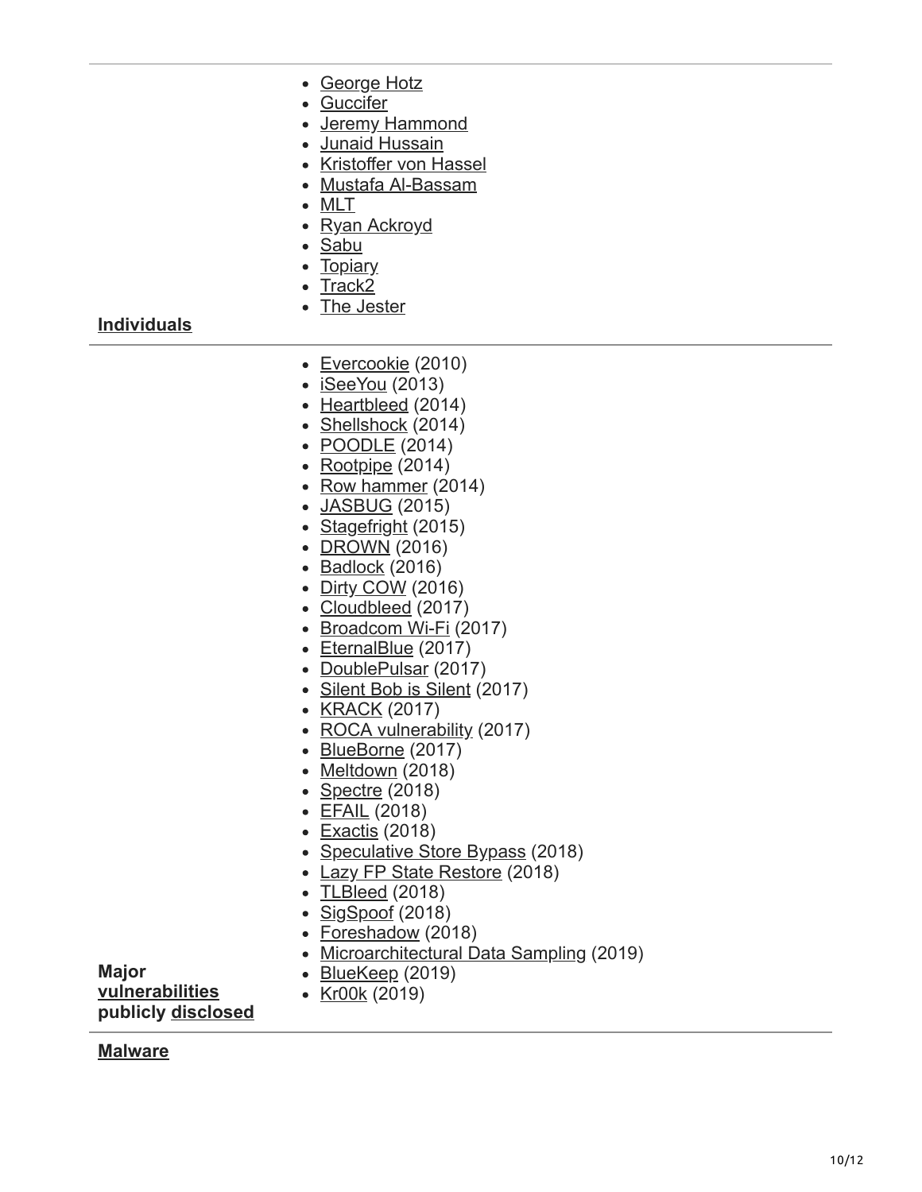| | |
|---|---|
| **Individuals** | - George Hotz<br>- Guccifer<br>- Jeremy Hammond<br>- Junaid Hussain<br>- Kristoffer von Hassel<br>- Mustafa Al-Bassam<br>- MLT<br>- Ryan Ackroyd<br>- Sabu<br>- Topiary<br>- Track2<br>- The Jester |
| **Major vulnerabilities publicly disclosed** | - Evercookie (2010)<br>- iSeeYou (2013)<br>- Heartbleed (2014)<br>- Shellshock (2014)<br>- POODLE (2014)<br>- Rootpipe (2014)<br>- Row hammer (2014)<br>- JASBUG (2015)<br>- Stagefright (2015)<br>- DROWN (2016)<br>- Badlock (2016)<br>- Dirty COW (2016)<br>- Cloudbleed (2017)<br>- Broadcom Wi-Fi (2017)<br>- EternalBlue (2017)<br>- DoublePulsar (2017)<br>- Silent Bob is Silent (2017)<br>- KRACK (2017)<br>- ROCA vulnerability (2017)<br>- BlueBorne (2017)<br>- Meltdown (2018)<br>- Spectre (2018)<br>- EFAIL (2018)<br>- Exactis (2018)<br>- Speculative Store Bypass (2018)<br>- Lazy FP State Restore (2018)<br>- TLBleed (2018)<br>- SigSpoof (2018)<br>- Foreshadow (2018)<br>- Microarchitectural Data Sampling (2019)<br>- BlueKeep (2019)<br>- Kr00k (2019) |
| **Malware** | |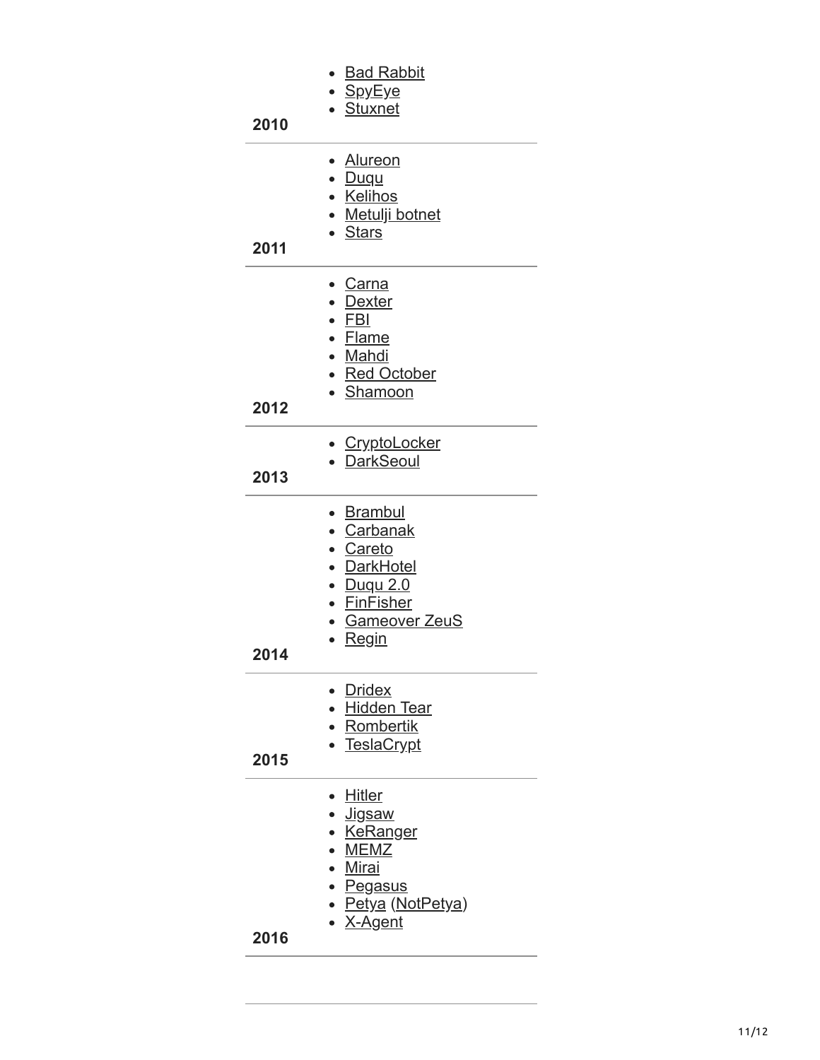| | |
|---|---|
| **2010** | <ul><li>Bad Rabbit</li><li>SpyEye</li><li>Stuxnet</li></ul> |
| **2011** | <ul><li>Alureon</li><li>Duqu</li><li>Kelihos</li><li>Metulji botnet</li><li>Stars</li></ul> |
| **2012** | <ul><li>Carna</li><li>Dexter</li><li>FBI</li><li>Flame</li><li>Mahdi</li><li>Red October</li><li>Shamoon</li></ul> |
| **2013** | <ul><li>CryptoLocker</li><li>DarkSeoul</li></ul> |
| **2014** | <ul><li>Brambul</li><li>Carbanak</li><li>Careto</li><li>DarkHotel</li><li>Duqu 2.0</li><li>FinFisher</li><li>Gameover ZeuS</li><li>Regin</li></ul> |
| **2015** | <ul><li>Dridex</li><li>Hidden Tear</li><li>Rombertik</li><li>TeslaCrypt</li></ul> |
| **2016** | <ul><li>Hitler</li><li>Jigsaw</li><li>KeRanger</li><li>MEMZ</li><li>Mirai</li><li>Pegasus</li><li>Petya (NotPetya)</li><li>X-Agent</li></ul> |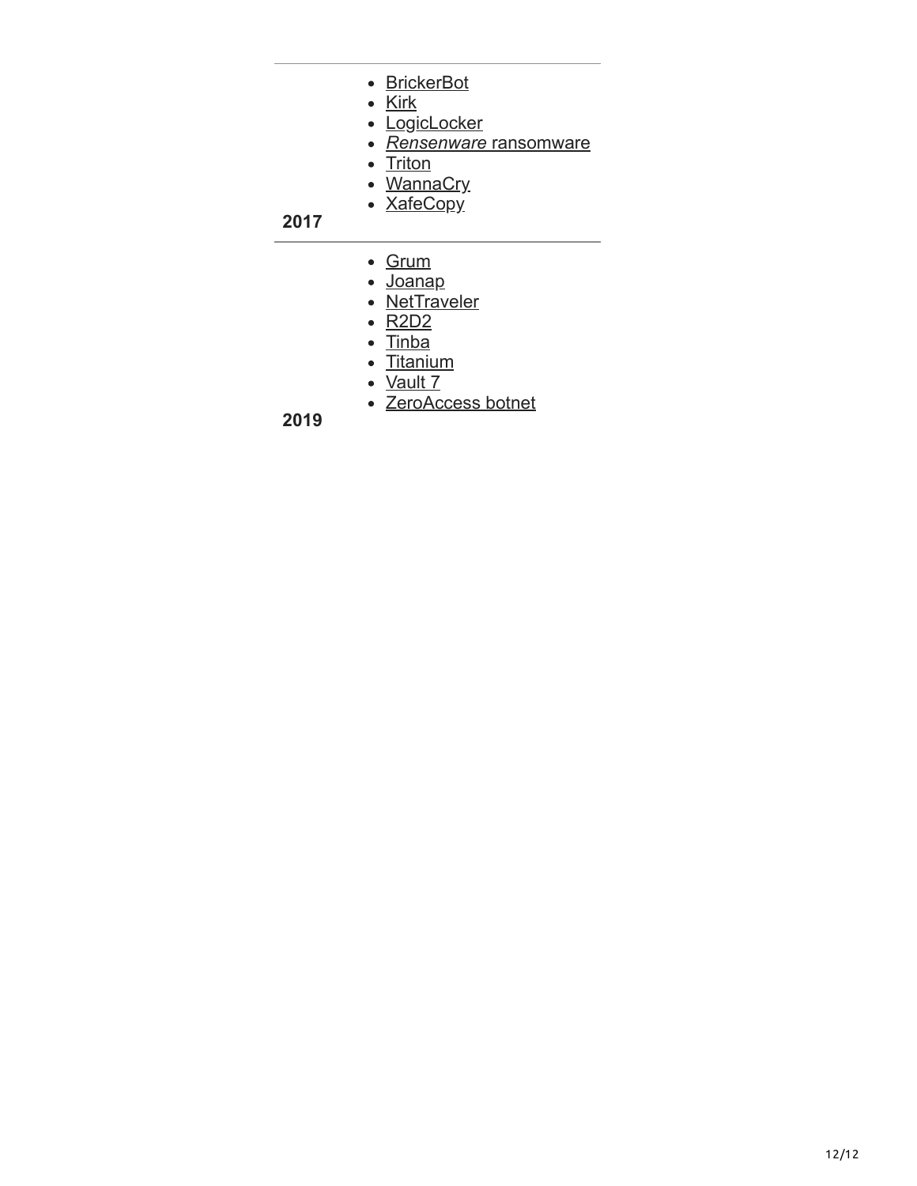| | |
|---|---|
| **2017** | - BrickerBot<br>- Kirk<br>- LogicLocker<br>- *Rensenware* ransomware<br>- Triton<br>- WannaCry<br>- XafeCopy |
| **2019** | - Grum<br>- Joanap<br>- NetTraveler<br>- R2D2<br>- Tinba<br>- Titanium<br>- Vault 7<br>- ZeroAccess botnet |